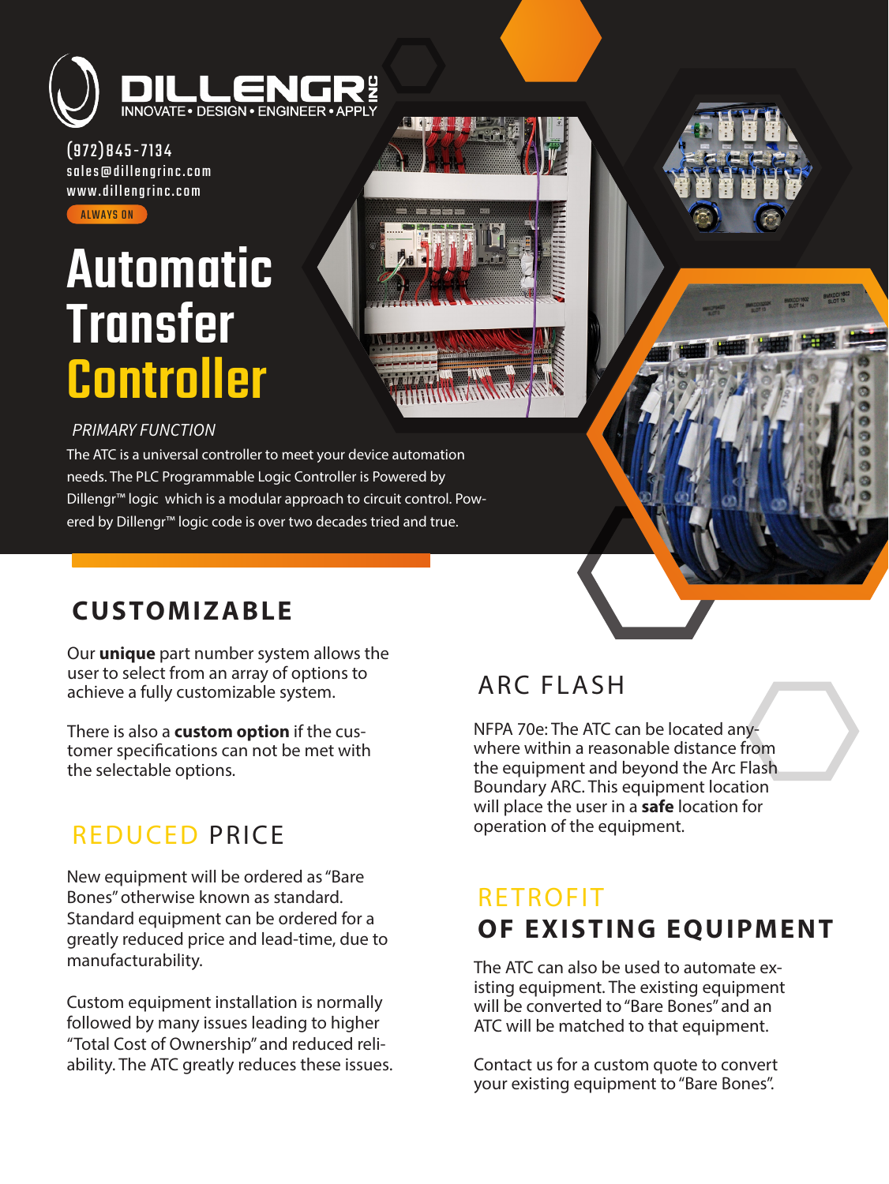# DILLENGR INC

INNOVATE • DESIGN • ENGINEER • APPLY

(972)845-7134
sales@dillengrinc.com
www.dillengrinc.com

ALWAYS ON

# Automatic Transfer Controller

*PRIMARY FUNCTION*

The ATC is a universal controller to meet your device automation needs. The PLC Programmable Logic Controller is Powered by Dillengr™ logic which is a modular approach to circuit control. Powered by Dillengr™ logic code is over two decades tried and true.

## CUSTOMIZABLE

Our **unique** part number system allows the user to select from an array of options to achieve a fully customizable system.

There is also a **custom option** if the customer specifications can not be met with the selectable options.

## REDUCED PRICE

New equipment will be ordered as "Bare Bones" otherwise known as standard. Standard equipment can be ordered for a greatly reduced price and lead-time, due to manufacturability.

Custom equipment installation is normally followed by many issues leading to higher "Total Cost of Ownership" and reduced reliability. The ATC greatly reduces these issues.

## ARC FLASH

NFPA 70e: The ATC can be located anywhere within a reasonable distance from the equipment and beyond the Arc Flash Boundary ARC. This equipment location will place the user in a **safe** location for operation of the equipment.

## RETROFIT OF EXISTING EQUIPMENT

The ATC can also be used to automate existing equipment. The existing equipment will be converted to "Bare Bones" and an ATC will be matched to that equipment.

Contact us for a custom quote to convert your existing equipment to "Bare Bones".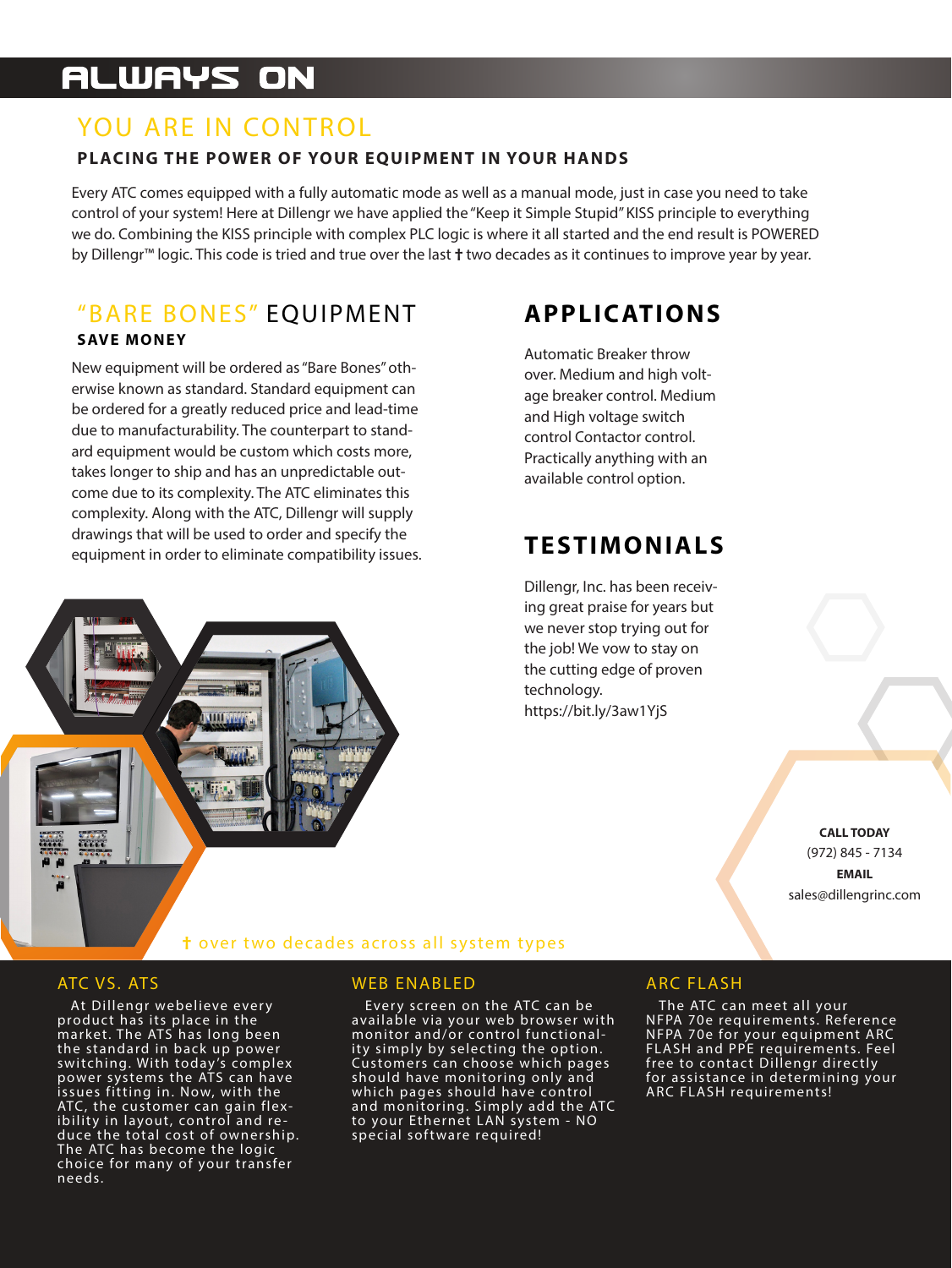# ALWAYS ON

## YOU ARE IN CONTROL

### PLACING THE POWER OF YOUR EQUIPMENT IN YOUR HANDS

Every ATC comes equipped with a fully automatic mode as well as a manual mode, just in case you need to take control of your system! Here at Dillengr we have applied the "Keep it Simple Stupid" KISS principle to everything we do. Combining the KISS principle with complex PLC logic is where it all started and the end result is POWERED by Dillengr™ logic. This code is tried and true over the last † two decades as it continues to improve year by year.

## "BARE BONES" EQUIPMENT

### SAVE MONEY

New equipment will be ordered as "Bare Bones" otherwise known as standard. Standard equipment can be ordered for a greatly reduced price and lead-time due to manufacturability. The counterpart to standard equipment would be custom which costs more, takes longer to ship and has an unpredictable outcome due to its complexity. The ATC eliminates this complexity. Along with the ATC, Dillengr will supply drawings that will be used to order and specify the equipment in order to eliminate compatibility issues.

## APPLICATIONS

Automatic Breaker throw over. Medium and high voltage breaker control. Medium and High voltage switch control Contactor control. Practically anything with an available control option.

## TESTIMONIALS

Dillengr, Inc. has been receiving great praise for years but we never stop trying out for the job! We vow to stay on the cutting edge of proven technology.
https://bit.ly/3aw1YjS

**CALL TODAY**
(972) 845 - 7134
**EMAIL**
sales@dillengrinc.com

† over two decades across all system types

## ATC VS. ATS

At Dillengr webelieve every product has its place in the market. The ATS has long been the standard in back up power switching. With today's complex power systems the ATS can have issues fitting in. Now, with the ATC, the customer can gain flexibility in layout, control and reduce the total cost of ownership. The ATC has become the logic choice for many of your transfer needs.

## WEB ENABLED

Every screen on the ATC can be available via your web browser with monitor and/or control functionality simply by selecting the option. Customers can choose which pages should have monitoring only and which pages should have control and monitoring. Simply add the ATC to your Ethernet LAN system - NO special software required!

## ARC FLASH

The ATC can meet all your NFPA 70e requirements. Reference NFPA 70e for your equipment ARC FLASH and PPE requirements. Feel free to contact Dillengr directly for assistance in determining your ARC FLASH requirements!